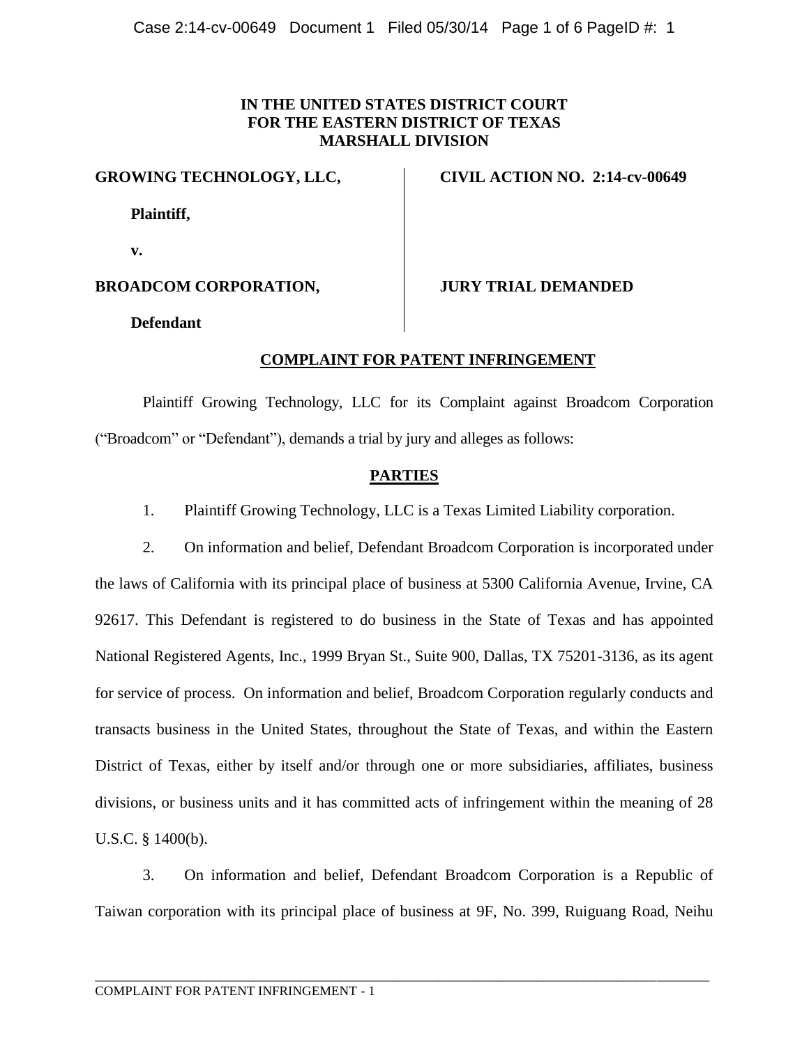**IN THE UNITED STATES DISTRICT COURT**
**FOR THE EASTERN DISTRICT OF TEXAS**
**MARSHALL DIVISION**

| | |
|---|---|
| **GROWING TECHNOLOGY, LLC,** | **CIVIL ACTION NO. 2:14-cv-00649** |
| **Plaintiff,** | |
| **v.** | |
| **BROADCOM CORPORATION,** | **JURY TRIAL DEMANDED** |
| **Defendant** | |

## COMPLAINT FOR PATENT INFRINGEMENT

Plaintiff Growing Technology, LLC for its Complaint against Broadcom Corporation ("Broadcom" or "Defendant"), demands a trial by jury and alleges as follows:

## PARTIES

1. Plaintiff Growing Technology, LLC is a Texas Limited Liability corporation.

2. On information and belief, Defendant Broadcom Corporation is incorporated under the laws of California with its principal place of business at 5300 California Avenue, Irvine, CA 92617. This Defendant is registered to do business in the State of Texas and has appointed National Registered Agents, Inc., 1999 Bryan St., Suite 900, Dallas, TX 75201-3136, as its agent for service of process. On information and belief, Broadcom Corporation regularly conducts and transacts business in the United States, throughout the State of Texas, and within the Eastern District of Texas, either by itself and/or through one or more subsidiaries, affiliates, business divisions, or business units and it has committed acts of infringement within the meaning of 28 U.S.C. § 1400(b).

3. On information and belief, Defendant Broadcom Corporation is a Republic of Taiwan corporation with its principal place of business at 9F, No. 399, Ruiguang Road, Neihu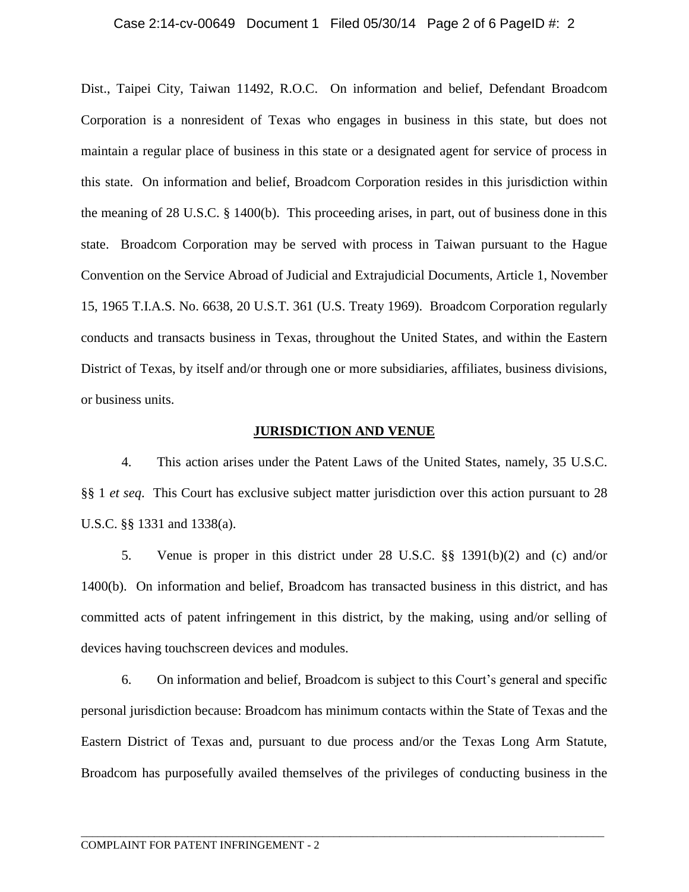Dist., Taipei City, Taiwan 11492, R.O.C. On information and belief, Defendant Broadcom Corporation is a nonresident of Texas who engages in business in this state, but does not maintain a regular place of business in this state or a designated agent for service of process in this state. On information and belief, Broadcom Corporation resides in this jurisdiction within the meaning of 28 U.S.C. § 1400(b). This proceeding arises, in part, out of business done in this state. Broadcom Corporation may be served with process in Taiwan pursuant to the Hague Convention on the Service Abroad of Judicial and Extrajudicial Documents, Article 1, November 15, 1965 T.I.A.S. No. 6638, 20 U.S.T. 361 (U.S. Treaty 1969). Broadcom Corporation regularly conducts and transacts business in Texas, throughout the United States, and within the Eastern District of Texas, by itself and/or through one or more subsidiaries, affiliates, business divisions, or business units.

## JURISDICTION AND VENUE

4. This action arises under the Patent Laws of the United States, namely, 35 U.S.C. §§ 1 *et seq*. This Court has exclusive subject matter jurisdiction over this action pursuant to 28 U.S.C. §§ 1331 and 1338(a).

5. Venue is proper in this district under 28 U.S.C. §§ 1391(b)(2) and (c) and/or 1400(b). On information and belief, Broadcom has transacted business in this district, and has committed acts of patent infringement in this district, by the making, using and/or selling of devices having touchscreen devices and modules.

6. On information and belief, Broadcom is subject to this Court's general and specific personal jurisdiction because: Broadcom has minimum contacts within the State of Texas and the Eastern District of Texas and, pursuant to due process and/or the Texas Long Arm Statute, Broadcom has purposefully availed themselves of the privileges of conducting business in the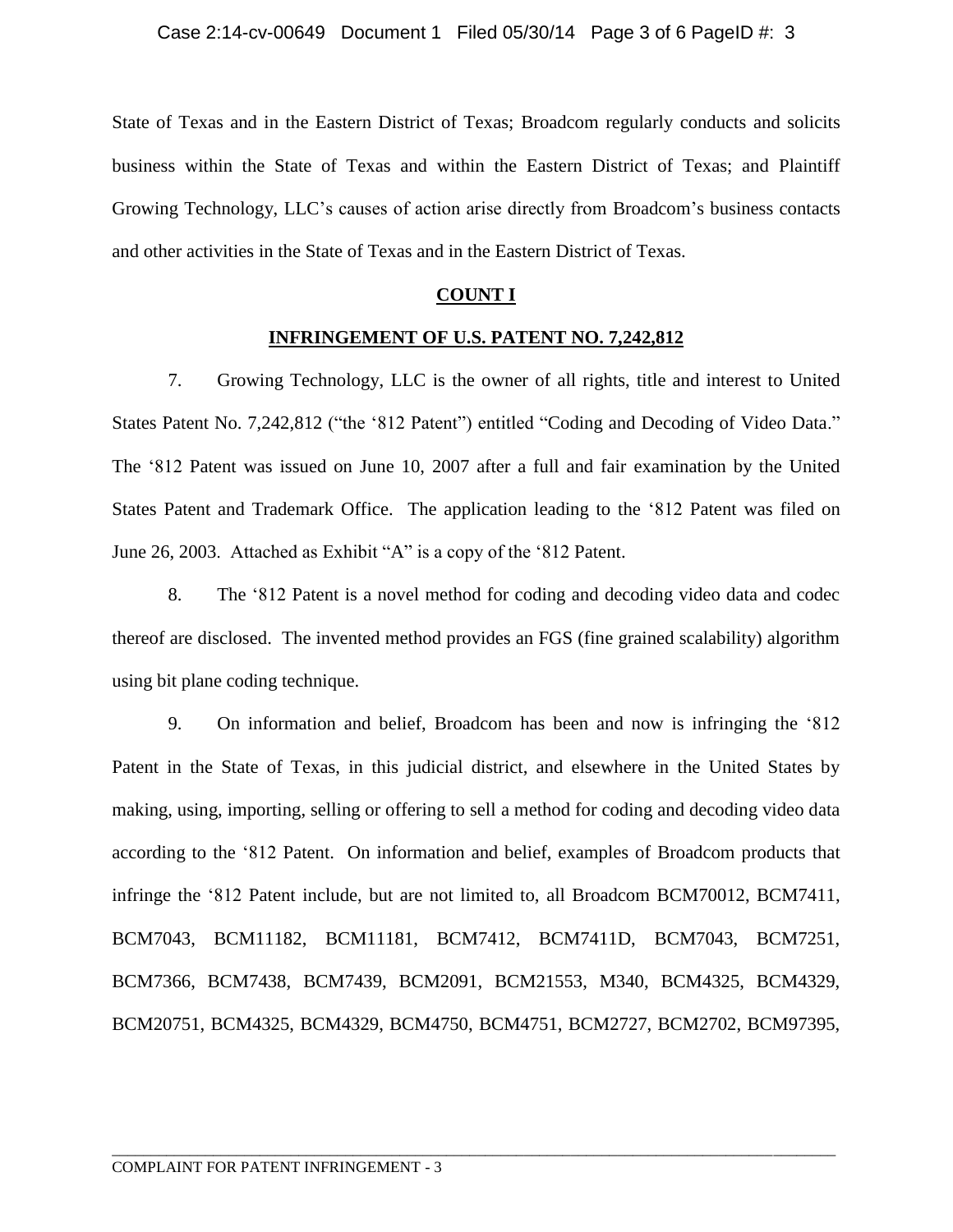State of Texas and in the Eastern District of Texas; Broadcom regularly conducts and solicits business within the State of Texas and within the Eastern District of Texas; and Plaintiff Growing Technology, LLC's causes of action arise directly from Broadcom's business contacts and other activities in the State of Texas and in the Eastern District of Texas.

**COUNT I**

**INFRINGEMENT OF U.S. PATENT NO. 7,242,812**

7. Growing Technology, LLC is the owner of all rights, title and interest to United States Patent No. 7,242,812 ("the '812 Patent") entitled "Coding and Decoding of Video Data." The '812 Patent was issued on June 10, 2007 after a full and fair examination by the United States Patent and Trademark Office. The application leading to the '812 Patent was filed on June 26, 2003. Attached as Exhibit "A" is a copy of the '812 Patent.

8. The '812 Patent is a novel method for coding and decoding video data and codec thereof are disclosed. The invented method provides an FGS (fine grained scalability) algorithm using bit plane coding technique.

9. On information and belief, Broadcom has been and now is infringing the '812 Patent in the State of Texas, in this judicial district, and elsewhere in the United States by making, using, importing, selling or offering to sell a method for coding and decoding video data according to the '812 Patent. On information and belief, examples of Broadcom products that infringe the '812 Patent include, but are not limited to, all Broadcom BCM70012, BCM7411, BCM7043, BCM11182, BCM11181, BCM7412, BCM7411D, BCM7043, BCM7251, BCM7366, BCM7438, BCM7439, BCM2091, BCM21553, M340, BCM4325, BCM4329, BCM20751, BCM4325, BCM4329, BCM4750, BCM4751, BCM2727, BCM2702, BCM97395,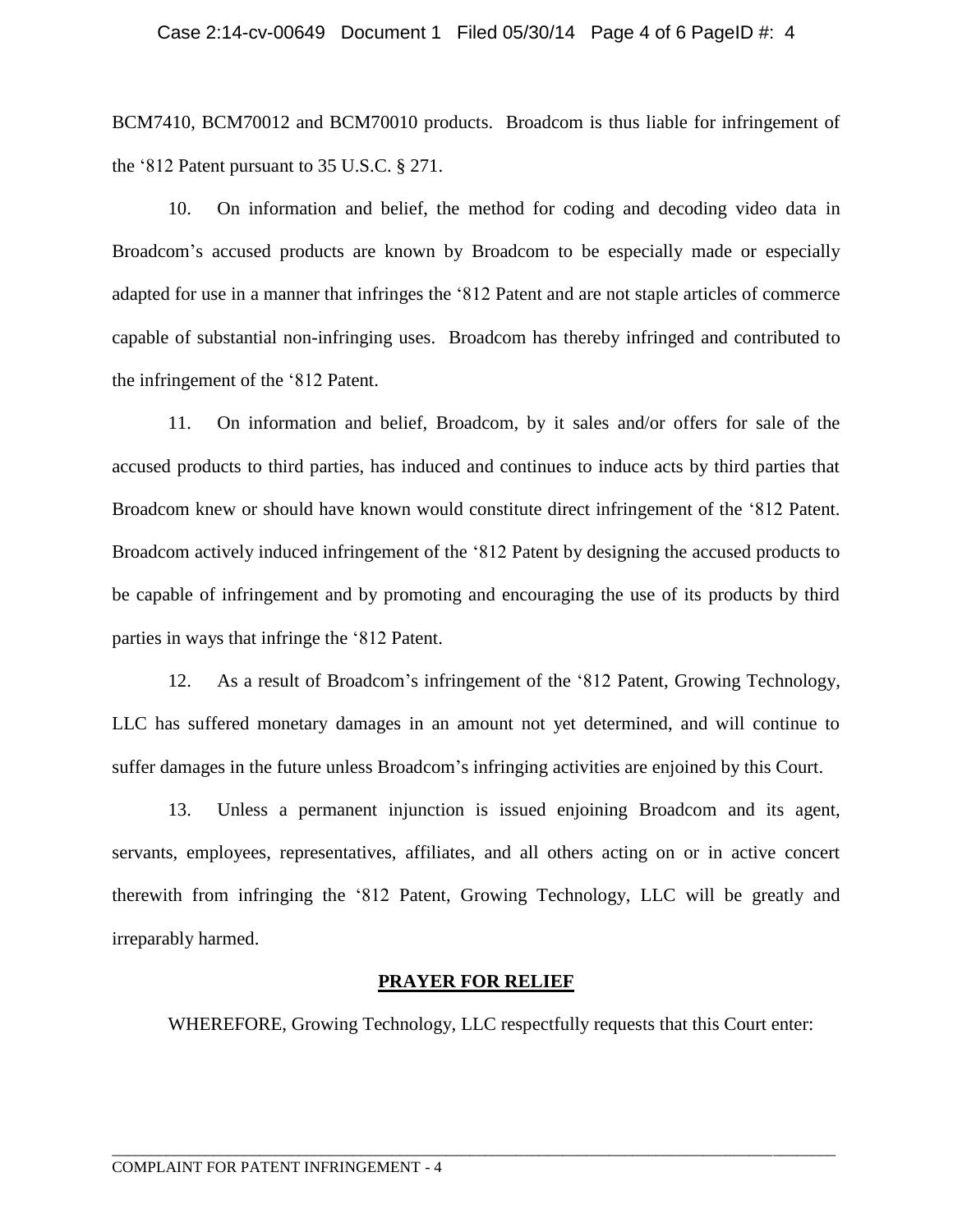BCM7410, BCM70012 and BCM70010 products. Broadcom is thus liable for infringement of the '812 Patent pursuant to 35 U.S.C. § 271.

10. On information and belief, the method for coding and decoding video data in Broadcom's accused products are known by Broadcom to be especially made or especially adapted for use in a manner that infringes the '812 Patent and are not staple articles of commerce capable of substantial non-infringing uses. Broadcom has thereby infringed and contributed to the infringement of the '812 Patent.

11. On information and belief, Broadcom, by it sales and/or offers for sale of the accused products to third parties, has induced and continues to induce acts by third parties that Broadcom knew or should have known would constitute direct infringement of the '812 Patent. Broadcom actively induced infringement of the '812 Patent by designing the accused products to be capable of infringement and by promoting and encouraging the use of its products by third parties in ways that infringe the '812 Patent.

12. As a result of Broadcom's infringement of the '812 Patent, Growing Technology, LLC has suffered monetary damages in an amount not yet determined, and will continue to suffer damages in the future unless Broadcom's infringing activities are enjoined by this Court.

13. Unless a permanent injunction is issued enjoining Broadcom and its agent, servants, employees, representatives, affiliates, and all others acting on or in active concert therewith from infringing the '812 Patent, Growing Technology, LLC will be greatly and irreparably harmed.

## PRAYER FOR RELIEF

WHEREFORE, Growing Technology, LLC respectfully requests that this Court enter: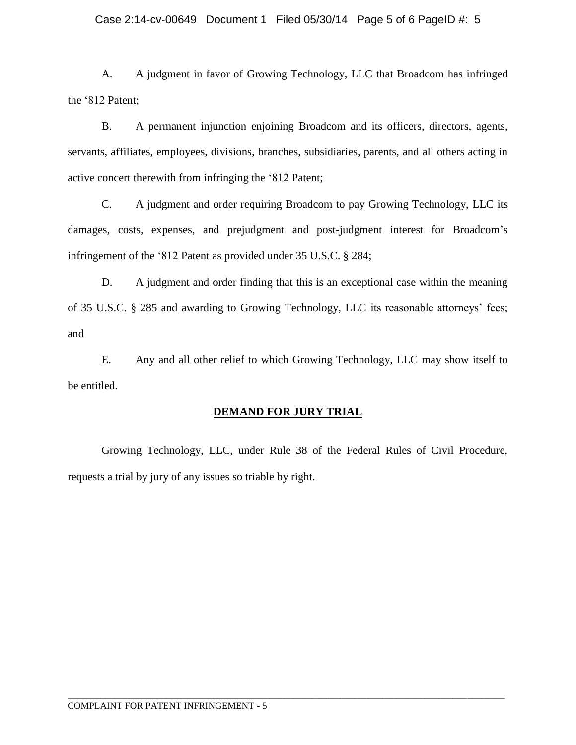A. A judgment in favor of Growing Technology, LLC that Broadcom has infringed the '812 Patent;

B. A permanent injunction enjoining Broadcom and its officers, directors, agents, servants, affiliates, employees, divisions, branches, subsidiaries, parents, and all others acting in active concert therewith from infringing the '812 Patent;

C. A judgment and order requiring Broadcom to pay Growing Technology, LLC its damages, costs, expenses, and prejudgment and post-judgment interest for Broadcom's infringement of the '812 Patent as provided under 35 U.S.C. § 284;

D. A judgment and order finding that this is an exceptional case within the meaning of 35 U.S.C. § 285 and awarding to Growing Technology, LLC its reasonable attorneys' fees; and

E. Any and all other relief to which Growing Technology, LLC may show itself to be entitled.

## **DEMAND FOR JURY TRIAL**

Growing Technology, LLC, under Rule 38 of the Federal Rules of Civil Procedure, requests a trial by jury of any issues so triable by right.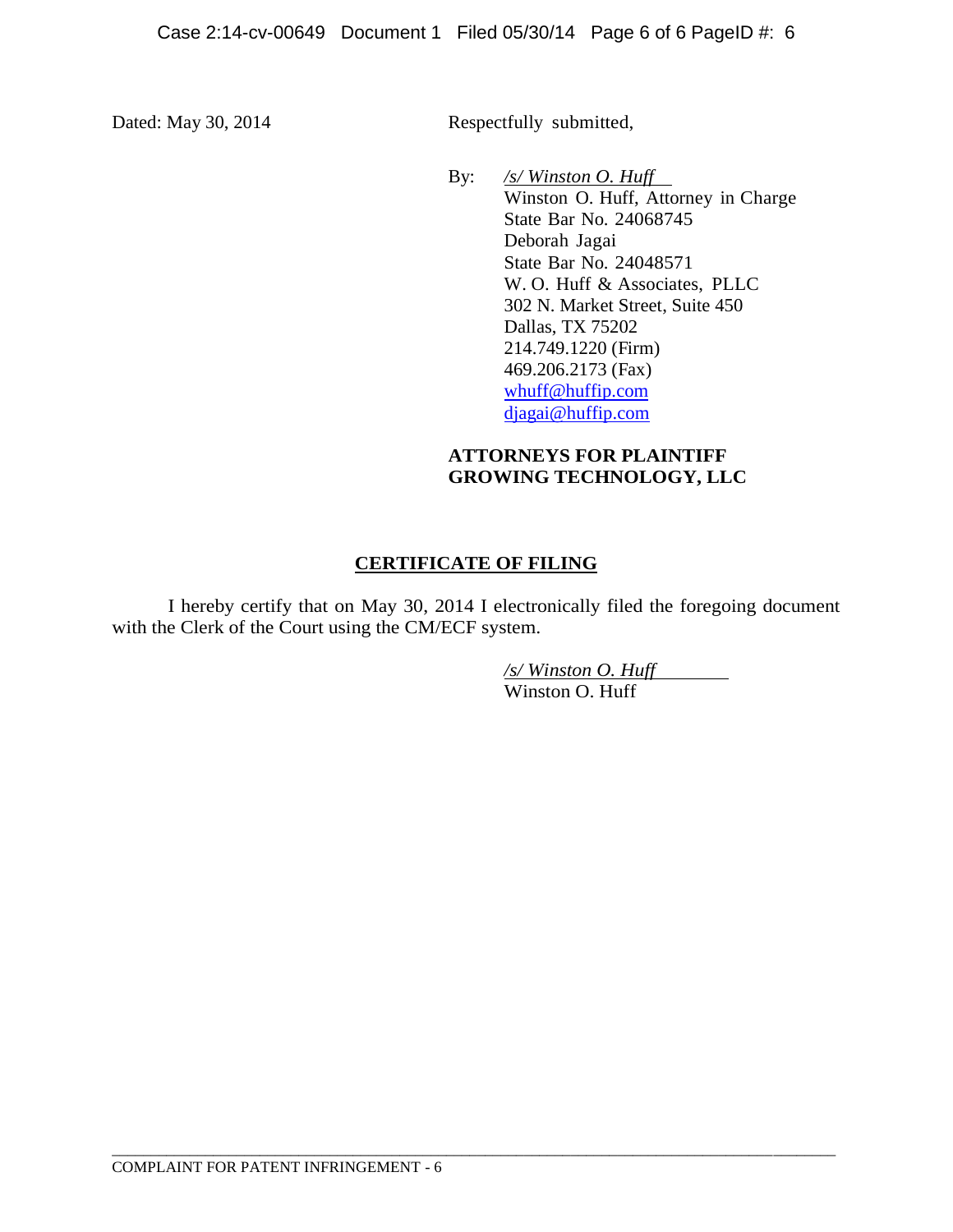Dated: May 30, 2014

Respectfully submitted,

By: */s/ Winston O. Huff*
Winston O. Huff, Attorney in Charge
State Bar No. 24068745
Deborah Jagai
State Bar No. 24048571
W. O. Huff & Associates, PLLC
302 N. Market Street, Suite 450
Dallas, TX 75202
214.749.1220 (Firm)
469.206.2173 (Fax)
whuff@huffip.com
djagai@huffip.com

**ATTORNEYS FOR PLAINTIFF GROWING TECHNOLOGY, LLC**

## CERTIFICATE OF FILING

I hereby certify that on May 30, 2014 I electronically filed the foregoing document with the Clerk of the Court using the CM/ECF system.

*/s/ Winston O. Huff*
Winston O. Huff